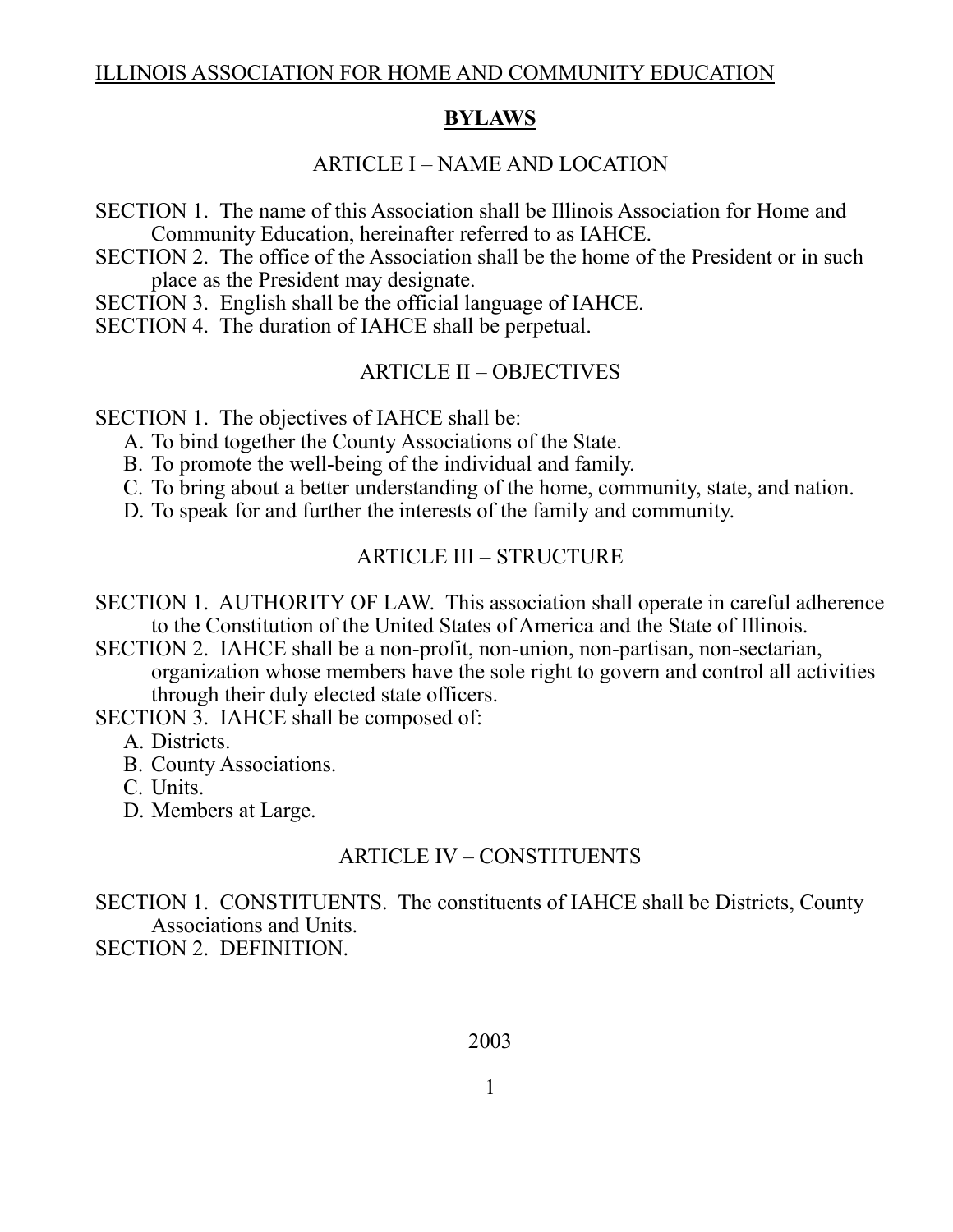ILLINOIS ASSOCIATION FOR HOME AND COMMUNITY EDUCATION

# BYLAWS

## ARTICLE I – NAME AND LOCATION

SECTION 1. The name of this Association shall be Illinois Association for Home and Community Education, hereinafter referred to as IAHCE.

SECTION 2. The office of the Association shall be the home of the President or in such place as the President may designate.

SECTION 3. English shall be the official language of IAHCE.

SECTION 4. The duration of IAHCE shall be perpetual.

## ARTICLE II – OBJECTIVES

SECTION 1. The objectives of IAHCE shall be:

A. To bind together the County Associations of the State.
B. To promote the well-being of the individual and family.
C. To bring about a better understanding of the home, community, state, and nation.
D. To speak for and further the interests of the family and community.

## ARTICLE III – STRUCTURE

SECTION 1. AUTHORITY OF LAW. This association shall operate in careful adherence to the Constitution of the United States of America and the State of Illinois.

SECTION 2. IAHCE shall be a non-profit, non-union, non-partisan, non-sectarian, organization whose members have the sole right to govern and control all activities through their duly elected state officers.

SECTION 3. IAHCE shall be composed of:

A. Districts.
B. County Associations.
C. Units.
D. Members at Large.

## ARTICLE IV – CONSTITUENTS

SECTION 1. CONSTITUENTS. The constituents of IAHCE shall be Districts, County Associations and Units.

SECTION 2. DEFINITION.

2003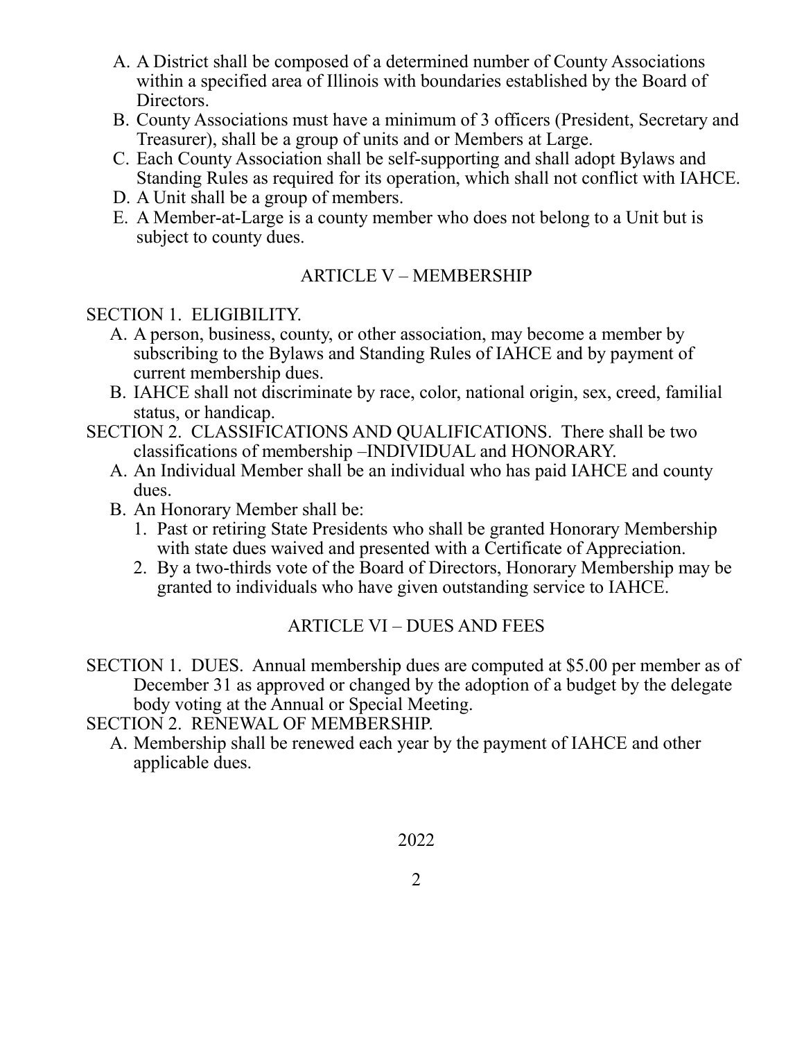A. A District shall be composed of a determined number of County Associations within a specified area of Illinois with boundaries established by the Board of Directors.
B. County Associations must have a minimum of 3 officers (President, Secretary and Treasurer), shall be a group of units and or Members at Large.
C. Each County Association shall be self-supporting and shall adopt Bylaws and Standing Rules as required for its operation, which shall not conflict with IAHCE.
D. A Unit shall be a group of members.
E. A Member-at-Large is a county member who does not belong to a Unit but is subject to county dues.

## ARTICLE V – MEMBERSHIP

SECTION 1. ELIGIBILITY.

A. A person, business, county, or other association, may become a member by subscribing to the Bylaws and Standing Rules of IAHCE and by payment of current membership dues.
B. IAHCE shall not discriminate by race, color, national origin, sex, creed, familial status, or handicap.

SECTION 2. CLASSIFICATIONS AND QUALIFICATIONS. There shall be two classifications of membership –INDIVIDUAL and HONORARY.

A. An Individual Member shall be an individual who has paid IAHCE and county dues.
B. An Honorary Member shall be:
   1. Past or retiring State Presidents who shall be granted Honorary Membership with state dues waived and presented with a Certificate of Appreciation.
   2. By a two-thirds vote of the Board of Directors, Honorary Membership may be granted to individuals who have given outstanding service to IAHCE.

## ARTICLE VI – DUES AND FEES

SECTION 1. DUES. Annual membership dues are computed at $5.00 per member as of December 31 as approved or changed by the adoption of a budget by the delegate body voting at the Annual or Special Meeting.

SECTION 2. RENEWAL OF MEMBERSHIP.

A. Membership shall be renewed each year by the payment of IAHCE and other applicable dues.

2022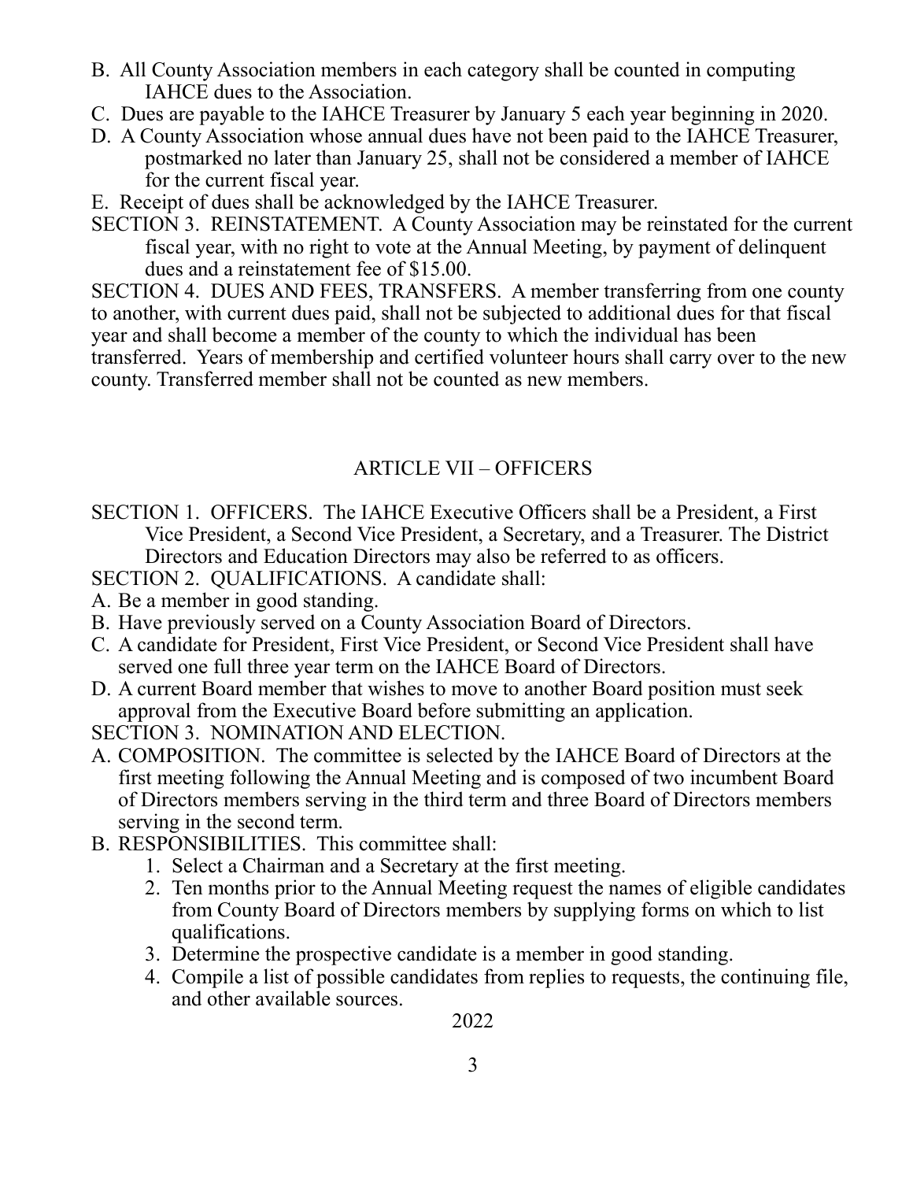B. All County Association members in each category shall be counted in computing IAHCE dues to the Association.

C. Dues are payable to the IAHCE Treasurer by January 5 each year beginning in 2020.

D. A County Association whose annual dues have not been paid to the IAHCE Treasurer, postmarked no later than January 25, shall not be considered a member of IAHCE for the current fiscal year.

E. Receipt of dues shall be acknowledged by the IAHCE Treasurer.

SECTION 3. REINSTATEMENT. A County Association may be reinstated for the current fiscal year, with no right to vote at the Annual Meeting, by payment of delinquent dues and a reinstatement fee of $15.00.

SECTION 4. DUES AND FEES, TRANSFERS. A member transferring from one county to another, with current dues paid, shall not be subjected to additional dues for that fiscal year and shall become a member of the county to which the individual has been transferred. Years of membership and certified volunteer hours shall carry over to the new county. Transferred member shall not be counted as new members.

## ARTICLE VII – OFFICERS

SECTION 1. OFFICERS. The IAHCE Executive Officers shall be a President, a First Vice President, a Second Vice President, a Secretary, and a Treasurer. The District Directors and Education Directors may also be referred to as officers.

SECTION 2. QUALIFICATIONS. A candidate shall:

A. Be a member in good standing.

B. Have previously served on a County Association Board of Directors.

C. A candidate for President, First Vice President, or Second Vice President shall have served one full three year term on the IAHCE Board of Directors.

D. A current Board member that wishes to move to another Board position must seek approval from the Executive Board before submitting an application.

SECTION 3. NOMINATION AND ELECTION.

A. COMPOSITION. The committee is selected by the IAHCE Board of Directors at the first meeting following the Annual Meeting and is composed of two incumbent Board of Directors members serving in the third term and three Board of Directors members serving in the second term.

B. RESPONSIBILITIES. This committee shall:

1. Select a Chairman and a Secretary at the first meeting.
2. Ten months prior to the Annual Meeting request the names of eligible candidates from County Board of Directors members by supplying forms on which to list qualifications.
3. Determine the prospective candidate is a member in good standing.
4. Compile a list of possible candidates from replies to requests, the continuing file, and other available sources.

2022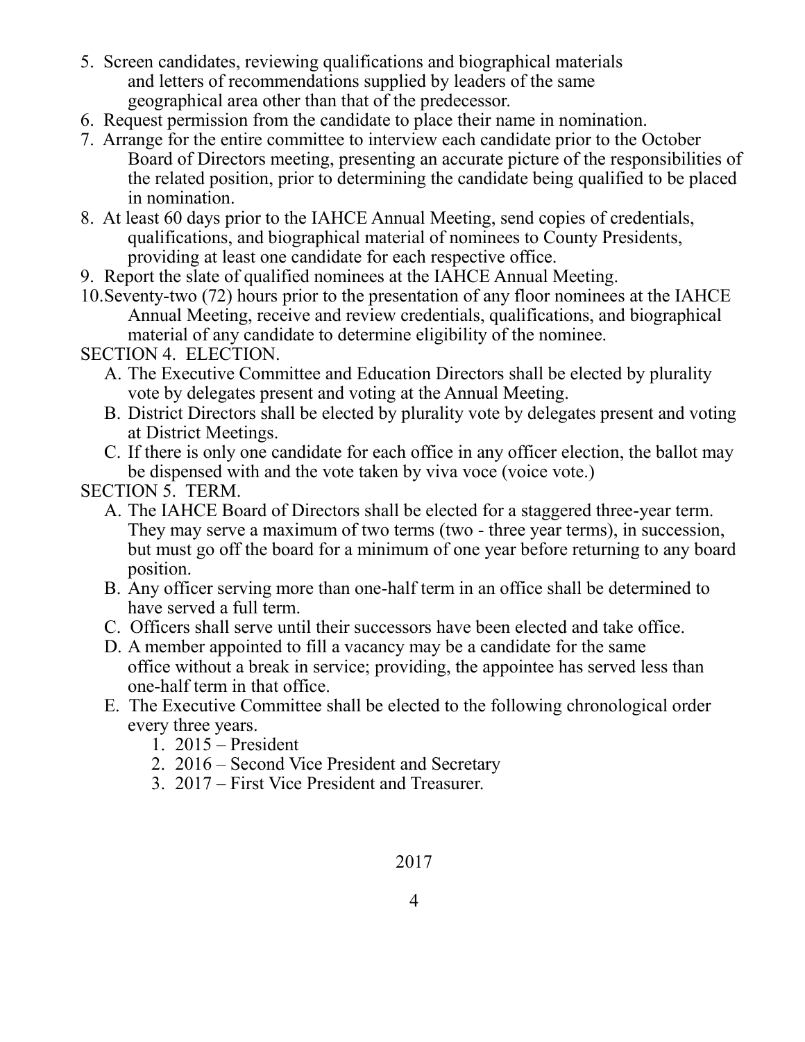5. Screen candidates, reviewing qualifications and biographical materials and letters of recommendations supplied by leaders of the same geographical area other than that of the predecessor.
6. Request permission from the candidate to place their name in nomination.
7. Arrange for the entire committee to interview each candidate prior to the October Board of Directors meeting, presenting an accurate picture of the responsibilities of the related position, prior to determining the candidate being qualified to be placed in nomination.
8. At least 60 days prior to the IAHCE Annual Meeting, send copies of credentials, qualifications, and biographical material of nominees to County Presidents, providing at least one candidate for each respective office.
9. Report the slate of qualified nominees at the IAHCE Annual Meeting.
10. Seventy-two (72) hours prior to the presentation of any floor nominees at the IAHCE Annual Meeting, receive and review credentials, qualifications, and biographical material of any candidate to determine eligibility of the nominee.

SECTION 4. ELECTION.

A. The Executive Committee and Education Directors shall be elected by plurality vote by delegates present and voting at the Annual Meeting.
B. District Directors shall be elected by plurality vote by delegates present and voting at District Meetings.
C. If there is only one candidate for each office in any officer election, the ballot may be dispensed with and the vote taken by viva voce (voice vote.)

SECTION 5. TERM.

A. The IAHCE Board of Directors shall be elected for a staggered three-year term. They may serve a maximum of two terms (two - three year terms), in succession, but must go off the board for a minimum of one year before returning to any board position.
B. Any officer serving more than one-half term in an office shall be determined to have served a full term.
C. Officers shall serve until their successors have been elected and take office.
D. A member appointed to fill a vacancy may be a candidate for the same office without a break in service; providing, the appointee has served less than one-half term in that office.
E. The Executive Committee shall be elected to the following chronological order every three years.
   1. 2015 – President
   2. 2016 – Second Vice President and Secretary
   3. 2017 – First Vice President and Treasurer.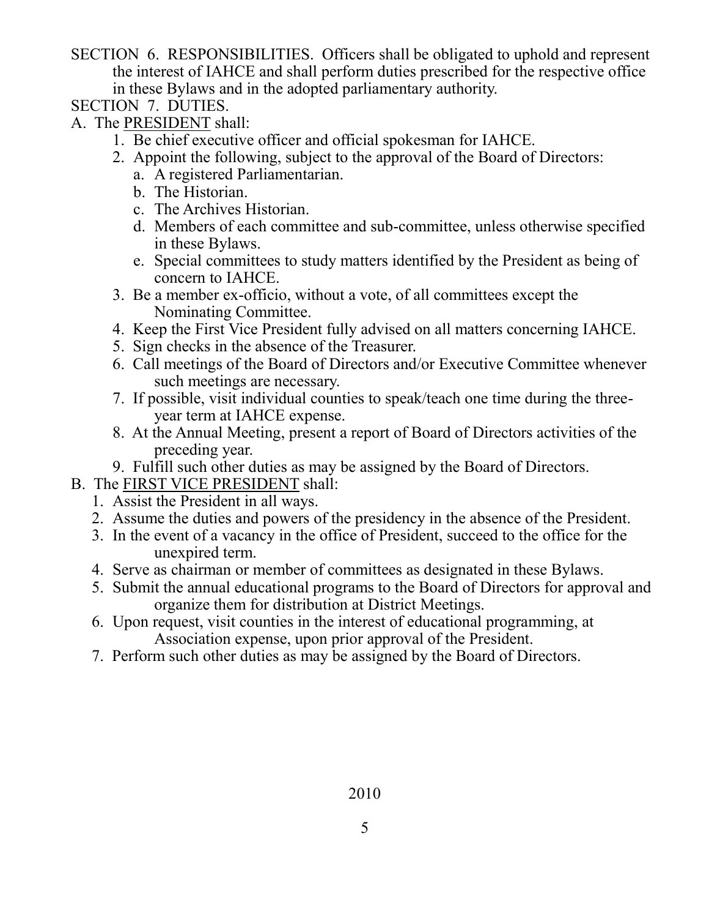SECTION 6. RESPONSIBILITIES. Officers shall be obligated to uphold and represent the interest of IAHCE and shall perform duties prescribed for the respective office in these Bylaws and in the adopted parliamentary authority.

SECTION 7. DUTIES.

A. The <u>PRESIDENT</u> shall:

1. Be chief executive officer and official spokesman for IAHCE.
2. Appoint the following, subject to the approval of the Board of Directors:
    a. A registered Parliamentarian.
    b. The Historian.
    c. The Archives Historian.
    d. Members of each committee and sub-committee, unless otherwise specified in these Bylaws.
    e. Special committees to study matters identified by the President as being of concern to IAHCE.
3. Be a member ex-officio, without a vote, of all committees except the Nominating Committee.
4. Keep the First Vice President fully advised on all matters concerning IAHCE.
5. Sign checks in the absence of the Treasurer.
6. Call meetings of the Board of Directors and/or Executive Committee whenever such meetings are necessary.
7. If possible, visit individual counties to speak/teach one time during the three-year term at IAHCE expense.
8. At the Annual Meeting, present a report of Board of Directors activities of the preceding year.
9. Fulfill such other duties as may be assigned by the Board of Directors.

B. The <u>FIRST VICE PRESIDENT</u> shall:

1. Assist the President in all ways.
2. Assume the duties and powers of the presidency in the absence of the President.
3. In the event of a vacancy in the office of President, succeed to the office for the unexpired term.
4. Serve as chairman or member of committees as designated in these Bylaws.
5. Submit the annual educational programs to the Board of Directors for approval and organize them for distribution at District Meetings.
6. Upon request, visit counties in the interest of educational programming, at Association expense, upon prior approval of the President.
7. Perform such other duties as may be assigned by the Board of Directors.

2010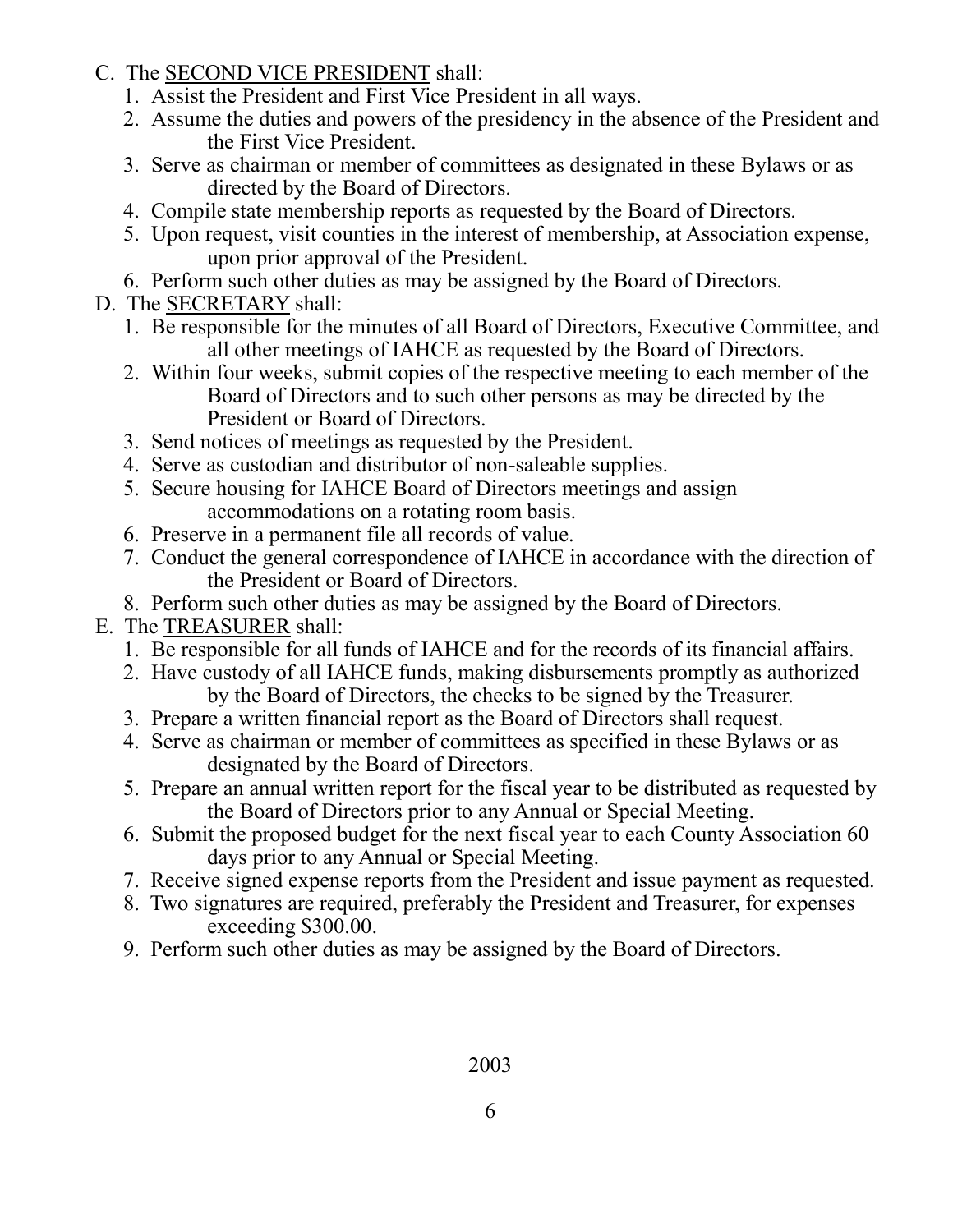C. The <u>SECOND VICE PRESIDENT</u> shall:

1. Assist the President and First Vice President in all ways.
2. Assume the duties and powers of the presidency in the absence of the President and the First Vice President.
3. Serve as chairman or member of committees as designated in these Bylaws or as directed by the Board of Directors.
4. Compile state membership reports as requested by the Board of Directors.
5. Upon request, visit counties in the interest of membership, at Association expense, upon prior approval of the President.
6. Perform such other duties as may be assigned by the Board of Directors.

D. The <u>SECRETARY</u> shall:

1. Be responsible for the minutes of all Board of Directors, Executive Committee, and all other meetings of IAHCE as requested by the Board of Directors.
2. Within four weeks, submit copies of the respective meeting to each member of the Board of Directors and to such other persons as may be directed by the President or Board of Directors.
3. Send notices of meetings as requested by the President.
4. Serve as custodian and distributor of non-saleable supplies.
5. Secure housing for IAHCE Board of Directors meetings and assign accommodations on a rotating room basis.
6. Preserve in a permanent file all records of value.
7. Conduct the general correspondence of IAHCE in accordance with the direction of the President or Board of Directors.
8. Perform such other duties as may be assigned by the Board of Directors.

E. The <u>TREASURER</u> shall:

1. Be responsible for all funds of IAHCE and for the records of its financial affairs.
2. Have custody of all IAHCE funds, making disbursements promptly as authorized by the Board of Directors, the checks to be signed by the Treasurer.
3. Prepare a written financial report as the Board of Directors shall request.
4. Serve as chairman or member of committees as specified in these Bylaws or as designated by the Board of Directors.
5. Prepare an annual written report for the fiscal year to be distributed as requested by the Board of Directors prior to any Annual or Special Meeting.
6. Submit the proposed budget for the next fiscal year to each County Association 60 days prior to any Annual or Special Meeting.
7. Receive signed expense reports from the President and issue payment as requested.
8. Two signatures are required, preferably the President and Treasurer, for expenses exceeding $300.00.
9. Perform such other duties as may be assigned by the Board of Directors.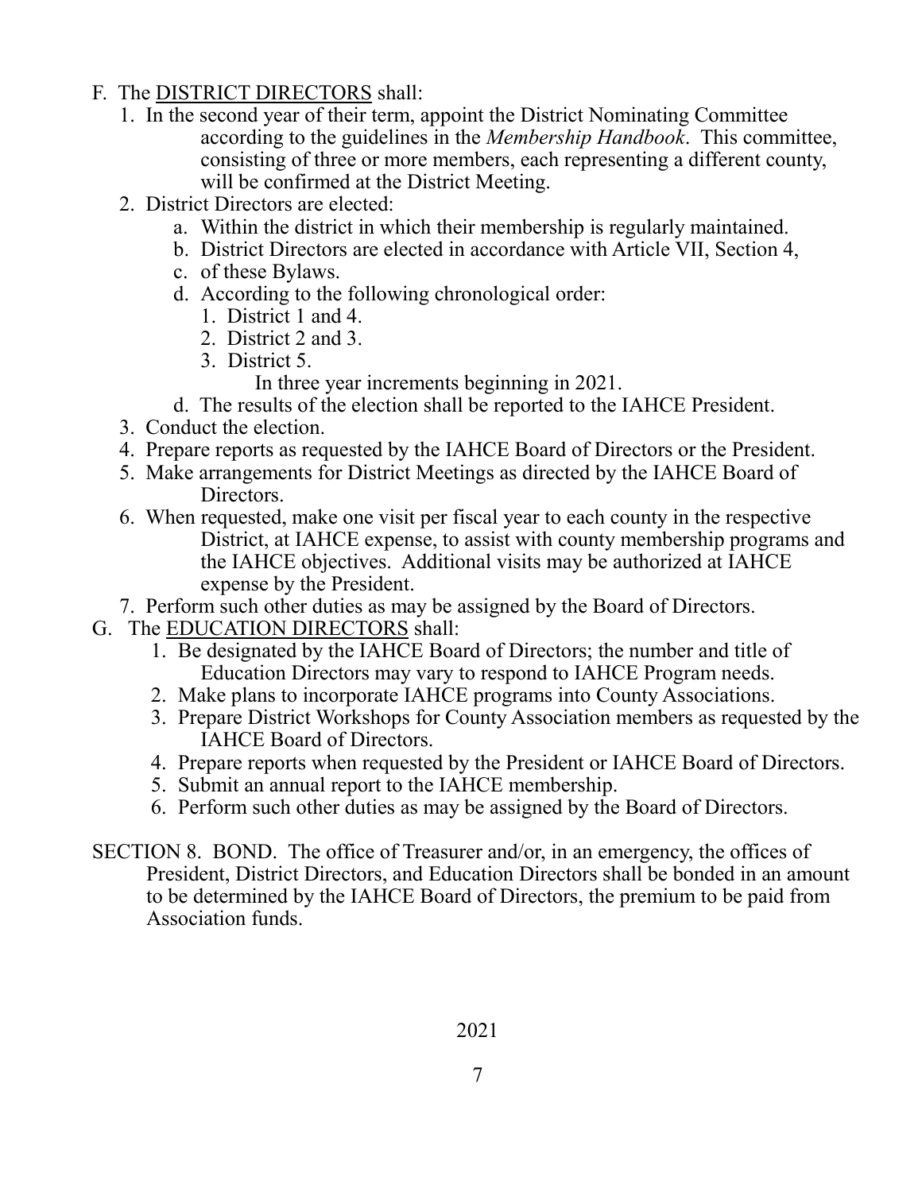F. The DISTRICT DIRECTORS shall:

1. In the second year of their term, appoint the District Nominating Committee according to the guidelines in the *Membership Handbook*. This committee, consisting of three or more members, each representing a different county, will be confirmed at the District Meeting.
2. District Directors are elected:
   a. Within the district in which their membership is regularly maintained.
   b. District Directors are elected in accordance with Article VII, Section 4,
   c. of these Bylaws.
   d. According to the following chronological order:
      1. District 1 and 4.
      2. District 2 and 3.
      3. District 5.

      In three year increments beginning in 2021.
   d. The results of the election shall be reported to the IAHCE President.
3. Conduct the election.
4. Prepare reports as requested by the IAHCE Board of Directors or the President.
5. Make arrangements for District Meetings as directed by the IAHCE Board of Directors.
6. When requested, make one visit per fiscal year to each county in the respective District, at IAHCE expense, to assist with county membership programs and the IAHCE objectives. Additional visits may be authorized at IAHCE expense by the President.
7. Perform such other duties as may be assigned by the Board of Directors.

G. The EDUCATION DIRECTORS shall:

1. Be designated by the IAHCE Board of Directors; the number and title of Education Directors may vary to respond to IAHCE Program needs.
2. Make plans to incorporate IAHCE programs into County Associations.
3. Prepare District Workshops for County Association members as requested by the IAHCE Board of Directors.
4. Prepare reports when requested by the President or IAHCE Board of Directors.
5. Submit an annual report to the IAHCE membership.
6. Perform such other duties as may be assigned by the Board of Directors.

SECTION 8. BOND. The office of Treasurer and/or, in an emergency, the offices of President, District Directors, and Education Directors shall be bonded in an amount to be determined by the IAHCE Board of Directors, the premium to be paid from Association funds.

2021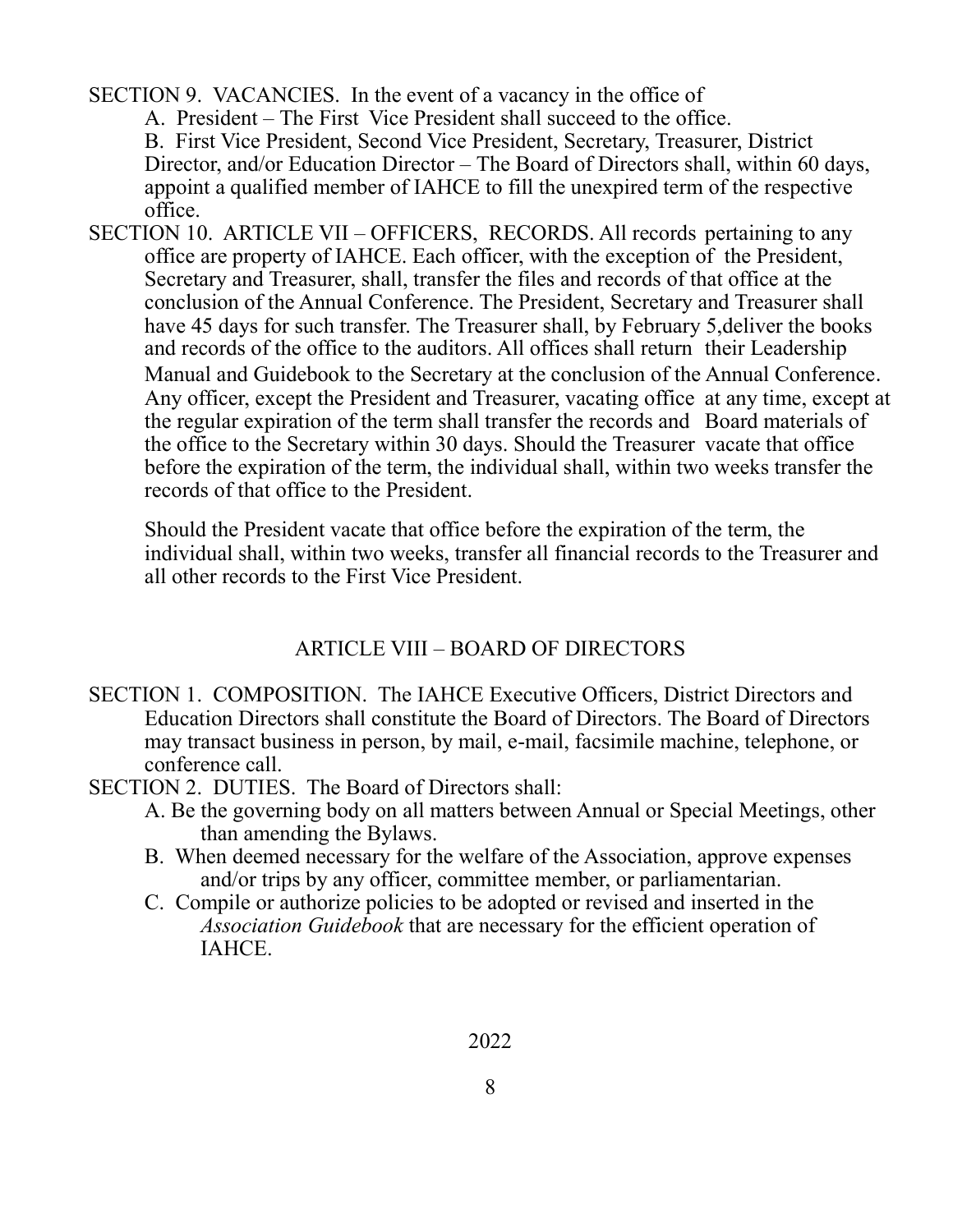SECTION 9. VACANCIES. In the event of a vacancy in the office of

A. President – The First Vice President shall succeed to the office.

B. First Vice President, Second Vice President, Secretary, Treasurer, District Director, and/or Education Director – The Board of Directors shall, within 60 days, appoint a qualified member of IAHCE to fill the unexpired term of the respective office.

SECTION 10. ARTICLE VII – OFFICERS, RECORDS. All records pertaining to any office are property of IAHCE. Each officer, with the exception of the President, Secretary and Treasurer, shall, transfer the files and records of that office at the conclusion of the Annual Conference. The President, Secretary and Treasurer shall have 45 days for such transfer. The Treasurer shall, by February 5,deliver the books and records of the office to the auditors. All offices shall return their Leadership Manual and Guidebook to the Secretary at the conclusion of the Annual Conference. Any officer, except the President and Treasurer, vacating office at any time, except at the regular expiration of the term shall transfer the records and Board materials of the office to the Secretary within 30 days. Should the Treasurer vacate that office before the expiration of the term, the individual shall, within two weeks transfer the records of that office to the President.

Should the President vacate that office before the expiration of the term, the individual shall, within two weeks, transfer all financial records to the Treasurer and all other records to the First Vice President.

## ARTICLE VIII – BOARD OF DIRECTORS

SECTION 1. COMPOSITION. The IAHCE Executive Officers, District Directors and Education Directors shall constitute the Board of Directors. The Board of Directors may transact business in person, by mail, e-mail, facsimile machine, telephone, or conference call.

SECTION 2. DUTIES. The Board of Directors shall:

A. Be the governing body on all matters between Annual or Special Meetings, other than amending the Bylaws.

B. When deemed necessary for the welfare of the Association, approve expenses and/or trips by any officer, committee member, or parliamentarian.

C. Compile or authorize policies to be adopted or revised and inserted in the *Association Guidebook* that are necessary for the efficient operation of IAHCE.

2022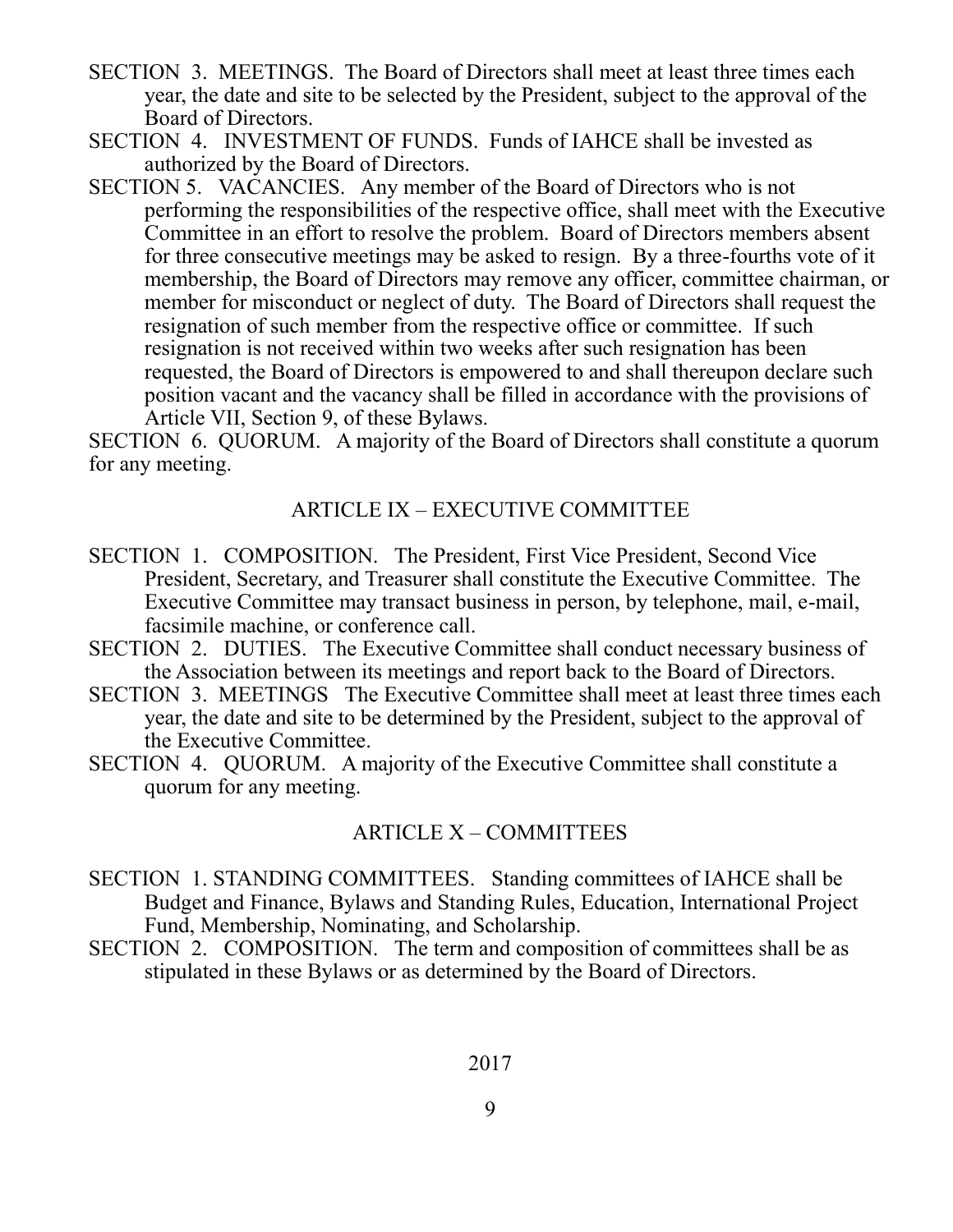SECTION 3. MEETINGS. The Board of Directors shall meet at least three times each year, the date and site to be selected by the President, subject to the approval of the Board of Directors.

SECTION 4. INVESTMENT OF FUNDS. Funds of IAHCE shall be invested as authorized by the Board of Directors.

SECTION 5. VACANCIES. Any member of the Board of Directors who is not performing the responsibilities of the respective office, shall meet with the Executive Committee in an effort to resolve the problem. Board of Directors members absent for three consecutive meetings may be asked to resign. By a three-fourths vote of it membership, the Board of Directors may remove any officer, committee chairman, or member for misconduct or neglect of duty. The Board of Directors shall request the resignation of such member from the respective office or committee. If such resignation is not received within two weeks after such resignation has been requested, the Board of Directors is empowered to and shall thereupon declare such position vacant and the vacancy shall be filled in accordance with the provisions of Article VII, Section 9, of these Bylaws.

SECTION 6. QUORUM. A majority of the Board of Directors shall constitute a quorum for any meeting.

## ARTICLE IX – EXECUTIVE COMMITTEE

SECTION 1. COMPOSITION. The President, First Vice President, Second Vice President, Secretary, and Treasurer shall constitute the Executive Committee. The Executive Committee may transact business in person, by telephone, mail, e-mail, facsimile machine, or conference call.

SECTION 2. DUTIES. The Executive Committee shall conduct necessary business of the Association between its meetings and report back to the Board of Directors.

SECTION 3. MEETINGS The Executive Committee shall meet at least three times each year, the date and site to be determined by the President, subject to the approval of the Executive Committee.

SECTION 4. QUORUM. A majority of the Executive Committee shall constitute a quorum for any meeting.

## ARTICLE X – COMMITTEES

SECTION 1. STANDING COMMITTEES. Standing committees of IAHCE shall be Budget and Finance, Bylaws and Standing Rules, Education, International Project Fund, Membership, Nominating, and Scholarship.

SECTION 2. COMPOSITION. The term and composition of committees shall be as stipulated in these Bylaws or as determined by the Board of Directors.

2017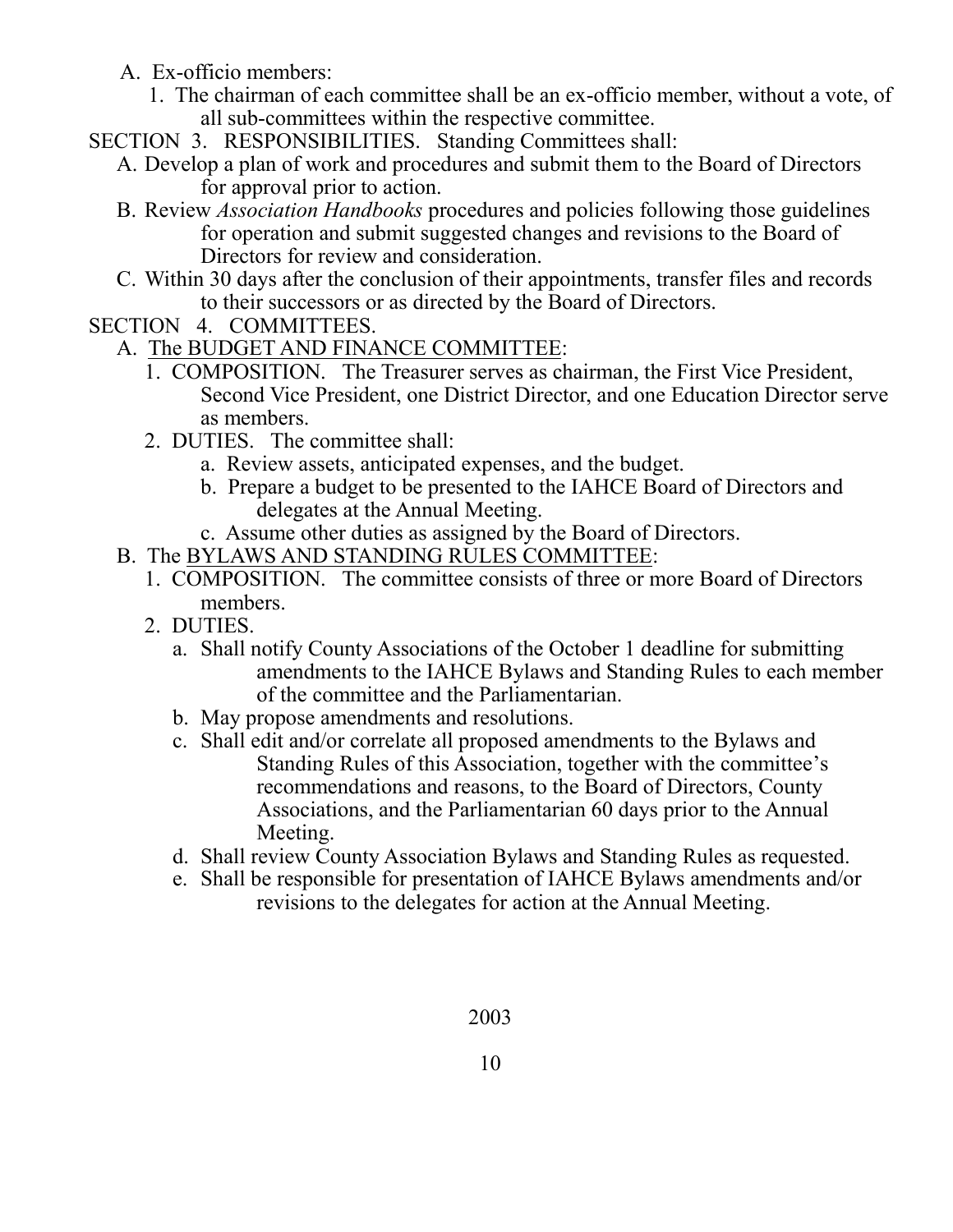A. Ex-officio members:

1. The chairman of each committee shall be an ex-officio member, without a vote, of all sub-committees within the respective committee.

SECTION 3. RESPONSIBILITIES. Standing Committees shall:

A. Develop a plan of work and procedures and submit them to the Board of Directors for approval prior to action.

B. Review *Association Handbooks* procedures and policies following those guidelines for operation and submit suggested changes and revisions to the Board of Directors for review and consideration.

C. Within 30 days after the conclusion of their appointments, transfer files and records to their successors or as directed by the Board of Directors.

SECTION 4. COMMITTEES.

A. The <u>BUDGET AND FINANCE COMMITTEE</u>:

1. COMPOSITION. The Treasurer serves as chairman, the First Vice President, Second Vice President, one District Director, and one Education Director serve as members.
2. DUTIES. The committee shall:
   a. Review assets, anticipated expenses, and the budget.
   b. Prepare a budget to be presented to the IAHCE Board of Directors and delegates at the Annual Meeting.
   c. Assume other duties as assigned by the Board of Directors.

B. The <u>BYLAWS AND STANDING RULES COMMITTEE</u>:

1. COMPOSITION. The committee consists of three or more Board of Directors members.
2. DUTIES.
   a. Shall notify County Associations of the October 1 deadline for submitting amendments to the IAHCE Bylaws and Standing Rules to each member of the committee and the Parliamentarian.
   b. May propose amendments and resolutions.
   c. Shall edit and/or correlate all proposed amendments to the Bylaws and Standing Rules of this Association, together with the committee's recommendations and reasons, to the Board of Directors, County Associations, and the Parliamentarian 60 days prior to the Annual Meeting.
   d. Shall review County Association Bylaws and Standing Rules as requested.
   e. Shall be responsible for presentation of IAHCE Bylaws amendments and/or revisions to the delegates for action at the Annual Meeting.

2003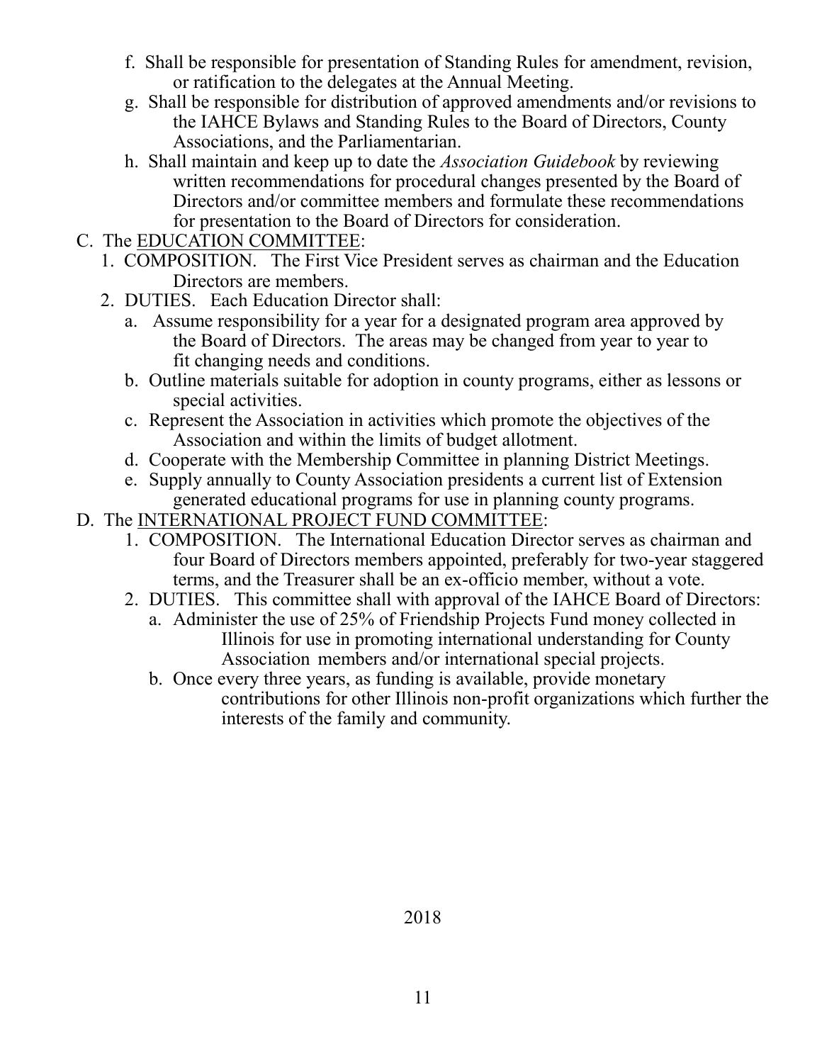f. Shall be responsible for presentation of Standing Rules for amendment, revision, or ratification to the delegates at the Annual Meeting.

g. Shall be responsible for distribution of approved amendments and/or revisions to the IAHCE Bylaws and Standing Rules to the Board of Directors, County Associations, and the Parliamentarian.

h. Shall maintain and keep up to date the *Association Guidebook* by reviewing written recommendations for procedural changes presented by the Board of Directors and/or committee members and formulate these recommendations for presentation to the Board of Directors for consideration.

C. The EDUCATION COMMITTEE:

1. COMPOSITION. The First Vice President serves as chairman and the Education Directors are members.
2. DUTIES. Each Education Director shall:
   - a. Assume responsibility for a year for a designated program area approved by the Board of Directors. The areas may be changed from year to year to fit changing needs and conditions.
   - b. Outline materials suitable for adoption in county programs, either as lessons or special activities.
   - c. Represent the Association in activities which promote the objectives of the Association and within the limits of budget allotment.
   - d. Cooperate with the Membership Committee in planning District Meetings.
   - e. Supply annually to County Association presidents a current list of Extension generated educational programs for use in planning county programs.

D. The INTERNATIONAL PROJECT FUND COMMITTEE:

1. COMPOSITION. The International Education Director serves as chairman and four Board of Directors members appointed, preferably for two-year staggered terms, and the Treasurer shall be an ex-officio member, without a vote.
2. DUTIES. This committee shall with approval of the IAHCE Board of Directors:
   - a. Administer the use of 25% of Friendship Projects Fund money collected in Illinois for use in promoting international understanding for County Association members and/or international special projects.
   - b. Once every three years, as funding is available, provide monetary contributions for other Illinois non-profit organizations which further the interests of the family and community.

2018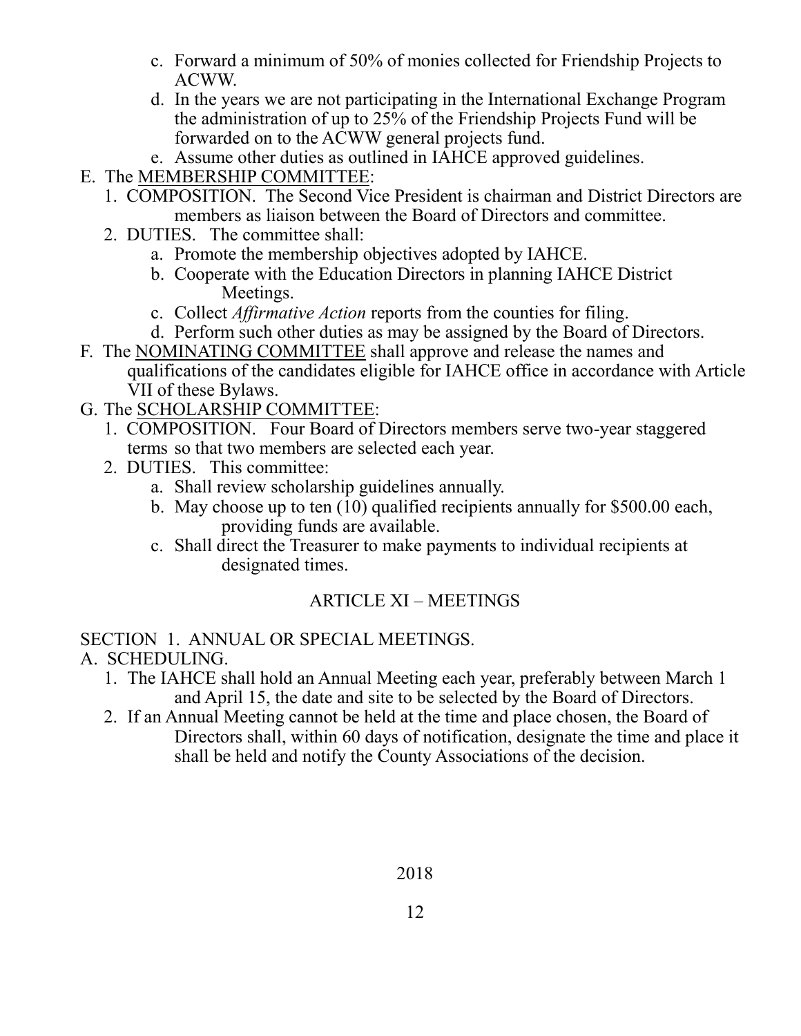c. Forward a minimum of 50% of monies collected for Friendship Projects to ACWW.
d. In the years we are not participating in the International Exchange Program the administration of up to 25% of the Friendship Projects Fund will be forwarded on to the ACWW general projects fund.
e. Assume other duties as outlined in IAHCE approved guidelines.

E. The <u>MEMBERSHIP COMMITTEE</u>:

1. COMPOSITION. The Second Vice President is chairman and District Directors are members as liaison between the Board of Directors and committee.
2. DUTIES. The committee shall:
   a. Promote the membership objectives adopted by IAHCE.
   b. Cooperate with the Education Directors in planning IAHCE District Meetings.
   c. Collect *Affirmative Action* reports from the counties for filing.
   d. Perform such other duties as may be assigned by the Board of Directors.

F. The <u>NOMINATING COMMITTEE</u> shall approve and release the names and qualifications of the candidates eligible for IAHCE office in accordance with Article VII of these Bylaws.

G. The <u>SCHOLARSHIP COMMITTEE</u>:

1. COMPOSITION. Four Board of Directors members serve two-year staggered terms so that two members are selected each year.
2. DUTIES. This committee:
   a. Shall review scholarship guidelines annually.
   b. May choose up to ten (10) qualified recipients annually for $500.00 each, providing funds are available.
   c. Shall direct the Treasurer to make payments to individual recipients at designated times.

## ARTICLE XI – MEETINGS

SECTION 1. ANNUAL OR SPECIAL MEETINGS.

A. SCHEDULING.

1. The IAHCE shall hold an Annual Meeting each year, preferably between March 1 and April 15, the date and site to be selected by the Board of Directors.
2. If an Annual Meeting cannot be held at the time and place chosen, the Board of Directors shall, within 60 days of notification, designate the time and place it shall be held and notify the County Associations of the decision.

2018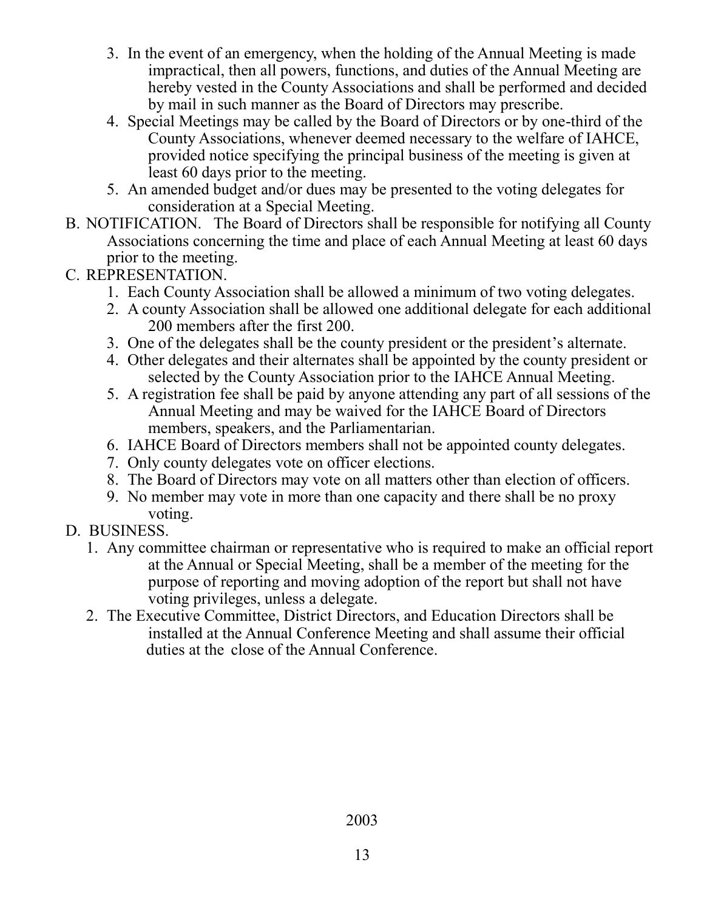3. In the event of an emergency, when the holding of the Annual Meeting is made impractical, then all powers, functions, and duties of the Annual Meeting are hereby vested in the County Associations and shall be performed and decided by mail in such manner as the Board of Directors may prescribe.
4. Special Meetings may be called by the Board of Directors or by one-third of the County Associations, whenever deemed necessary to the welfare of IAHCE, provided notice specifying the principal business of the meeting is given at least 60 days prior to the meeting.
5. An amended budget and/or dues may be presented to the voting delegates for consideration at a Special Meeting.

B. NOTIFICATION. The Board of Directors shall be responsible for notifying all County Associations concerning the time and place of each Annual Meeting at least 60 days prior to the meeting.

C. REPRESENTATION.

1. Each County Association shall be allowed a minimum of two voting delegates.
2. A county Association shall be allowed one additional delegate for each additional 200 members after the first 200.
3. One of the delegates shall be the county president or the president's alternate.
4. Other delegates and their alternates shall be appointed by the county president or selected by the County Association prior to the IAHCE Annual Meeting.
5. A registration fee shall be paid by anyone attending any part of all sessions of the Annual Meeting and may be waived for the IAHCE Board of Directors members, speakers, and the Parliamentarian.
6. IAHCE Board of Directors members shall not be appointed county delegates.
7. Only county delegates vote on officer elections.
8. The Board of Directors may vote on all matters other than election of officers.
9. No member may vote in more than one capacity and there shall be no proxy voting.

D. BUSINESS.

1. Any committee chairman or representative who is required to make an official report at the Annual or Special Meeting, shall be a member of the meeting for the purpose of reporting and moving adoption of the report but shall not have voting privileges, unless a delegate.
2. The Executive Committee, District Directors, and Education Directors shall be installed at the Annual Conference Meeting and shall assume their official duties at the close of the Annual Conference.

2003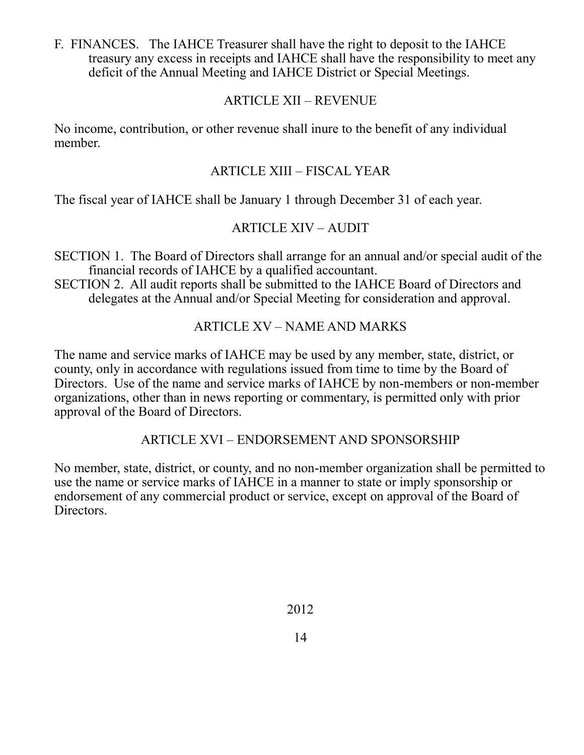F. FINANCES. The IAHCE Treasurer shall have the right to deposit to the IAHCE treasury any excess in receipts and IAHCE shall have the responsibility to meet any deficit of the Annual Meeting and IAHCE District or Special Meetings.

## ARTICLE XII – REVENUE

No income, contribution, or other revenue shall inure to the benefit of any individual member.

## ARTICLE XIII – FISCAL YEAR

The fiscal year of IAHCE shall be January 1 through December 31 of each year.

## ARTICLE XIV – AUDIT

SECTION 1. The Board of Directors shall arrange for an annual and/or special audit of the financial records of IAHCE by a qualified accountant.

SECTION 2. All audit reports shall be submitted to the IAHCE Board of Directors and delegates at the Annual and/or Special Meeting for consideration and approval.

## ARTICLE XV – NAME AND MARKS

The name and service marks of IAHCE may be used by any member, state, district, or county, only in accordance with regulations issued from time to time by the Board of Directors. Use of the name and service marks of IAHCE by non-members or non-member organizations, other than in news reporting or commentary, is permitted only with prior approval of the Board of Directors.

## ARTICLE XVI – ENDORSEMENT AND SPONSORSHIP

No member, state, district, or county, and no non-member organization shall be permitted to use the name or service marks of IAHCE in a manner to state or imply sponsorship or endorsement of any commercial product or service, except on approval of the Board of Directors.

2012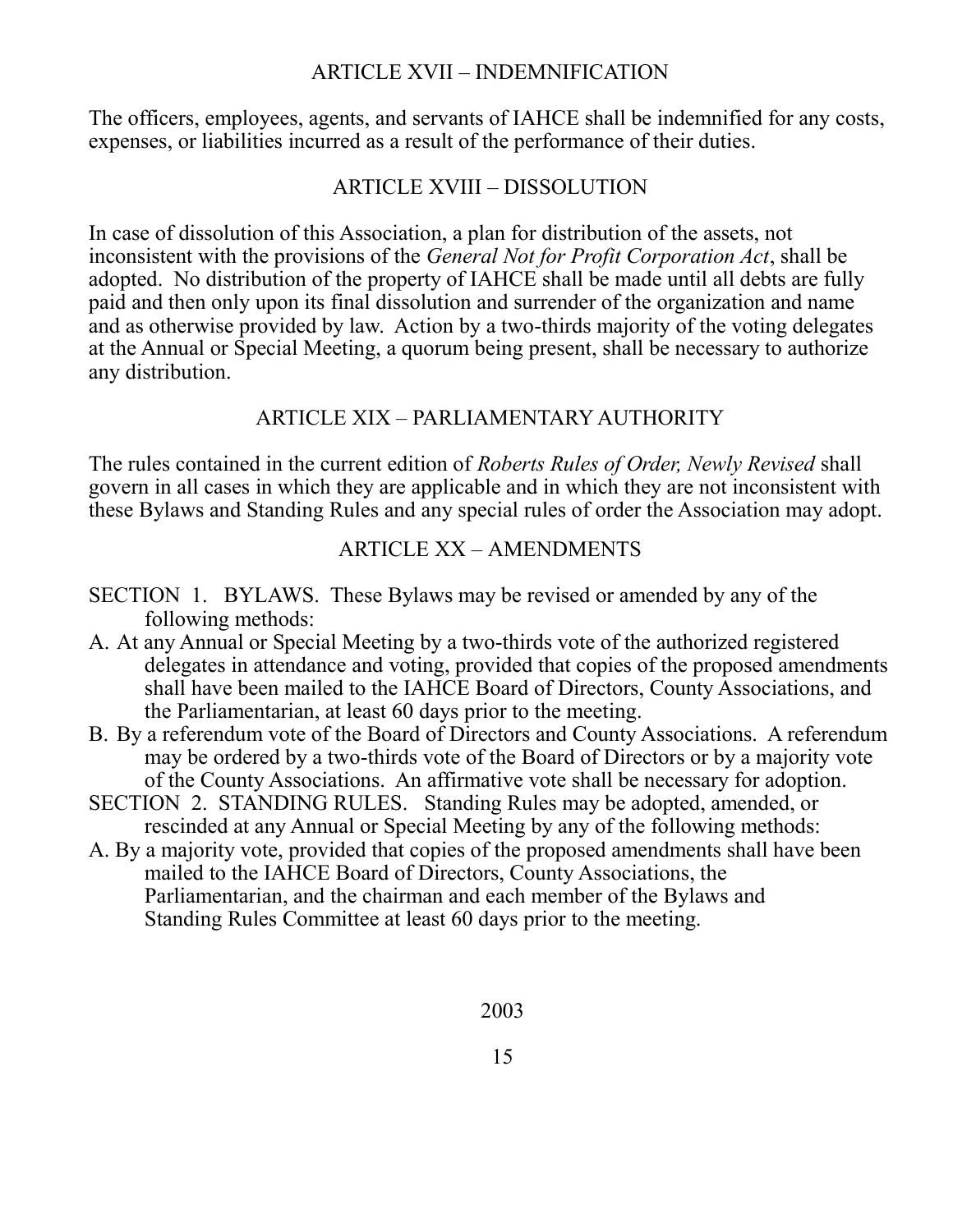## ARTICLE XVII – INDEMNIFICATION

The officers, employees, agents, and servants of IAHCE shall be indemnified for any costs, expenses, or liabilities incurred as a result of the performance of their duties.

## ARTICLE XVIII – DISSOLUTION

In case of dissolution of this Association, a plan for distribution of the assets, not inconsistent with the provisions of the *General Not for Profit Corporation Act*, shall be adopted. No distribution of the property of IAHCE shall be made until all debts are fully paid and then only upon its final dissolution and surrender of the organization and name and as otherwise provided by law. Action by a two-thirds majority of the voting delegates at the Annual or Special Meeting, a quorum being present, shall be necessary to authorize any distribution.

## ARTICLE XIX – PARLIAMENTARY AUTHORITY

The rules contained in the current edition of *Roberts Rules of Order, Newly Revised* shall govern in all cases in which they are applicable and in which they are not inconsistent with these Bylaws and Standing Rules and any special rules of order the Association may adopt.

## ARTICLE XX – AMENDMENTS

SECTION 1. BYLAWS. These Bylaws may be revised or amended by any of the following methods:

A. At any Annual or Special Meeting by a two-thirds vote of the authorized registered delegates in attendance and voting, provided that copies of the proposed amendments shall have been mailed to the IAHCE Board of Directors, County Associations, and the Parliamentarian, at least 60 days prior to the meeting.

B. By a referendum vote of the Board of Directors and County Associations. A referendum may be ordered by a two-thirds vote of the Board of Directors or by a majority vote of the County Associations. An affirmative vote shall be necessary for adoption.

SECTION 2. STANDING RULES. Standing Rules may be adopted, amended, or rescinded at any Annual or Special Meeting by any of the following methods:

A. By a majority vote, provided that copies of the proposed amendments shall have been mailed to the IAHCE Board of Directors, County Associations, the Parliamentarian, and the chairman and each member of the Bylaws and Standing Rules Committee at least 60 days prior to the meeting.

2003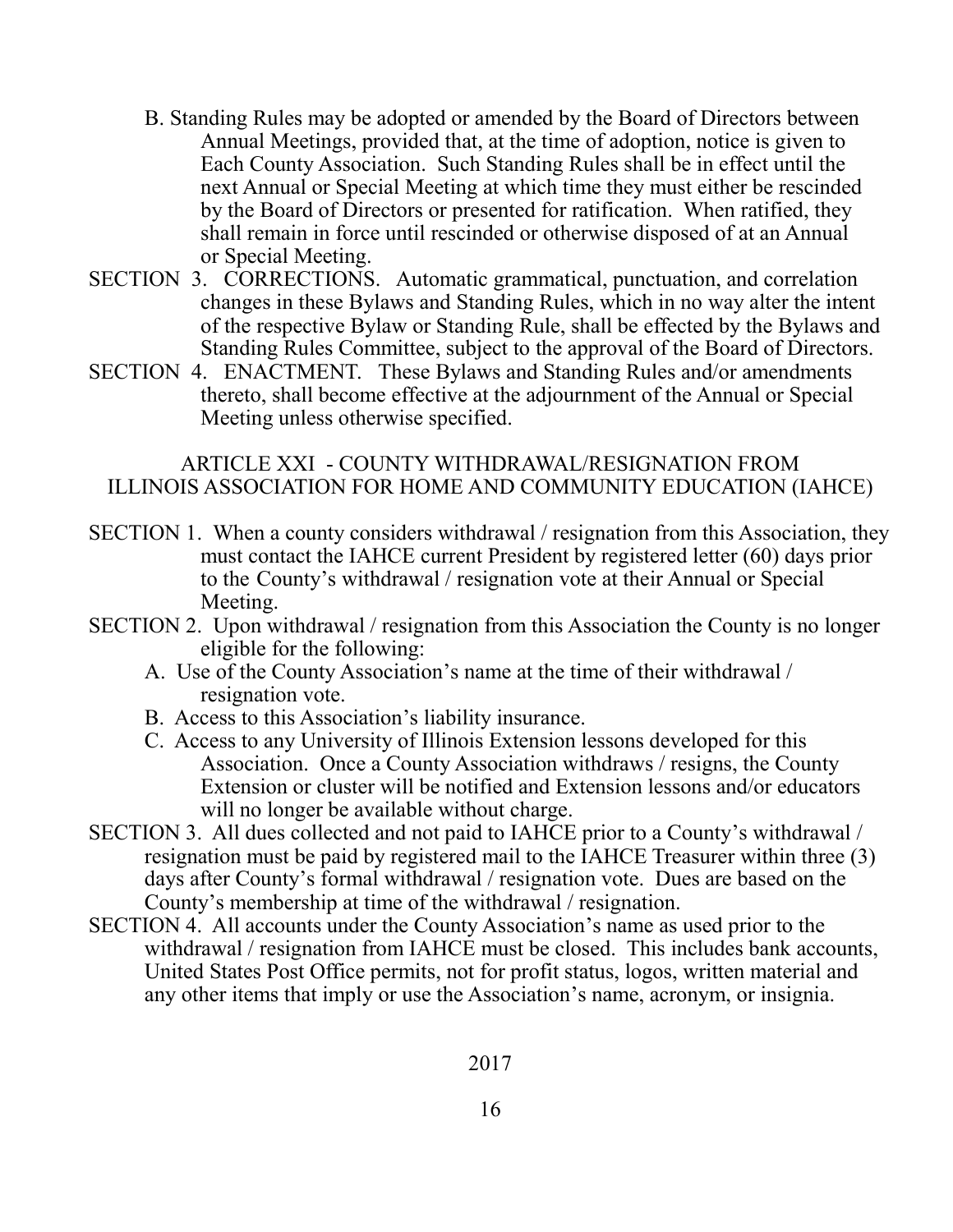B. Standing Rules may be adopted or amended by the Board of Directors between Annual Meetings, provided that, at the time of adoption, notice is given to Each County Association. Such Standing Rules shall be in effect until the next Annual or Special Meeting at which time they must either be rescinded by the Board of Directors or presented for ratification. When ratified, they shall remain in force until rescinded or otherwise disposed of at an Annual or Special Meeting.

SECTION 3. CORRECTIONS. Automatic grammatical, punctuation, and correlation changes in these Bylaws and Standing Rules, which in no way alter the intent of the respective Bylaw or Standing Rule, shall be effected by the Bylaws and Standing Rules Committee, subject to the approval of the Board of Directors.

SECTION 4. ENACTMENT. These Bylaws and Standing Rules and/or amendments thereto, shall become effective at the adjournment of the Annual or Special Meeting unless otherwise specified.

## ARTICLE XXI - COUNTY WITHDRAWAL/RESIGNATION FROM ILLINOIS ASSOCIATION FOR HOME AND COMMUNITY EDUCATION (IAHCE)

SECTION 1. When a county considers withdrawal / resignation from this Association, they must contact the IAHCE current President by registered letter (60) days prior to the County's withdrawal / resignation vote at their Annual or Special Meeting.

SECTION 2. Upon withdrawal / resignation from this Association the County is no longer eligible for the following:

A. Use of the County Association's name at the time of their withdrawal / resignation vote.

B. Access to this Association's liability insurance.

C. Access to any University of Illinois Extension lessons developed for this Association. Once a County Association withdraws / resigns, the County Extension or cluster will be notified and Extension lessons and/or educators will no longer be available without charge.

SECTION 3. All dues collected and not paid to IAHCE prior to a County's withdrawal / resignation must be paid by registered mail to the IAHCE Treasurer within three (3) days after County's formal withdrawal / resignation vote. Dues are based on the County's membership at time of the withdrawal / resignation.

SECTION 4. All accounts under the County Association's name as used prior to the withdrawal / resignation from IAHCE must be closed. This includes bank accounts, United States Post Office permits, not for profit status, logos, written material and any other items that imply or use the Association's name, acronym, or insignia.

2017